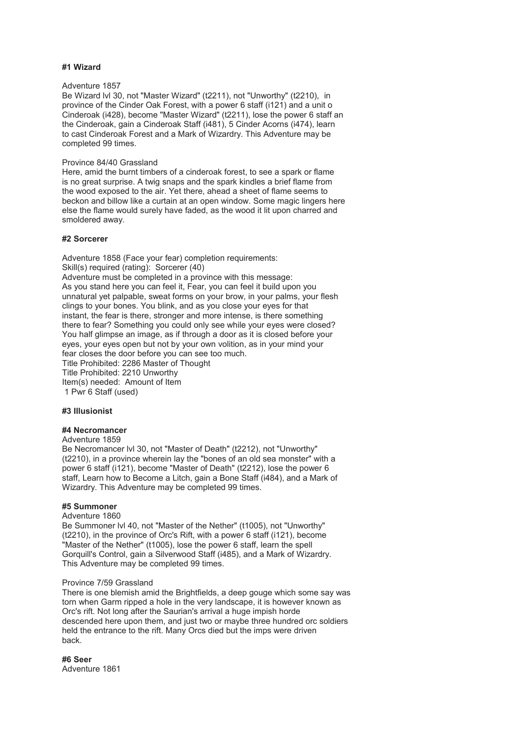**#1 Wizard**

Adventure 1857
Be Wizard lvl 30, not "Master Wizard" (t2211), not "Unworthy" (t2210), in province of the Cinder Oak Forest, with a power 6 staff (i121) and a unit o Cinderoak (i428), become "Master Wizard" (t2211), lose the power 6 staff an the Cinderoak, gain a Cinderoak Staff (i481), 5 Cinder Acorns (i474), learn to cast Cinderoak Forest and a Mark of Wizardry. This Adventure may be completed 99 times.

Province 84/40 Grassland
Here, amid the burnt timbers of a cinderoak forest, to see a spark or flame is no great surprise. A twig snaps and the spark kindles a brief flame from the wood exposed to the air. Yet there, ahead a sheet of flame seems to beckon and billow like a curtain at an open window. Some magic lingers here else the flame would surely have faded, as the wood it lit upon charred and smoldered away.

**#2 Sorcerer**

Adventure 1858 (Face your fear) completion requirements:
Skill(s) required (rating): Sorcerer (40)
Adventure must be completed in a province with this message:
As you stand here you can feel it, Fear, you can feel it build upon you unnatural yet palpable, sweat forms on your brow, in your palms, your flesh clings to your bones. You blink, and as you close your eyes for that instant, the fear is there, stronger and more intense, is there something there to fear? Something you could only see while your eyes were closed? You half glimpse an image, as if through a door as it is closed before your eyes, your eyes open but not by your own volition, as in your mind your fear closes the door before you can see too much.
Title Prohibited: 2286 Master of Thought
Title Prohibited: 2210 Unworthy
Item(s) needed: Amount of Item
1 Pwr 6 Staff (used)

**#3 Illusionist**

**#4 Necromancer**

Adventure 1859
Be Necromancer lvl 30, not "Master of Death" (t2212), not "Unworthy" (t2210), in a province wherein lay the "bones of an old sea monster" with a power 6 staff (i121), become "Master of Death" (t2212), lose the power 6 staff, Learn how to Become a Litch, gain a Bone Staff (i484), and a Mark of Wizardry. This Adventure may be completed 99 times.

**#5 Summoner**

Adventure 1860
Be Summoner lvl 40, not "Master of the Nether" (t1005), not "Unworthy" (t2210), in the province of Orc's Rift, with a power 6 staff (i121), become "Master of the Nether" (t1005), lose the power 6 staff, learn the spell Gorquill's Control, gain a Silverwood Staff (i485), and a Mark of Wizardry. This Adventure may be completed 99 times.

Province 7/59 Grassland
There is one blemish amid the Brightfields, a deep gouge which some say was torn when Garm ripped a hole in the very landscape, it is however known as Orc's rift. Not long after the Saurian's arrival a huge impish horde descended here upon them, and just two or maybe three hundred orc soldiers held the entrance to the rift. Many Orcs died but the imps were driven back.

**#6 Seer**

Adventure 1861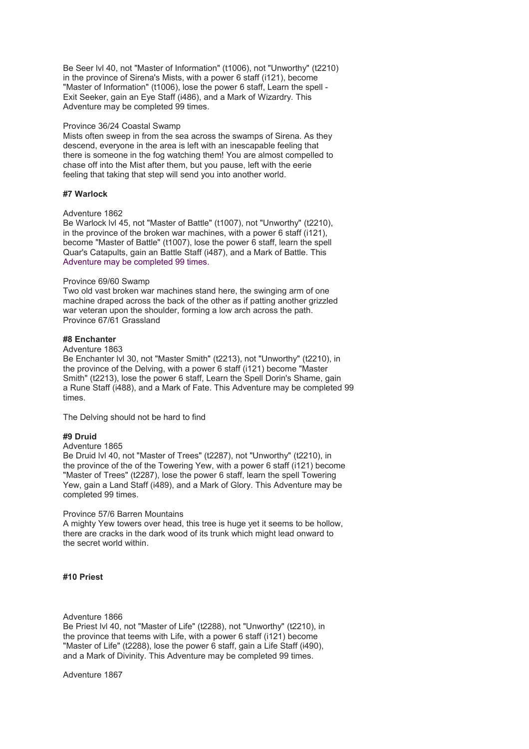Be Seer lvl 40, not "Master of Information" (t1006), not "Unworthy" (t2210) in the province of Sirena's Mists, with a power 6 staff (i121), become "Master of Information" (t1006), lose the power 6 staff, Learn the spell - Exit Seeker, gain an Eye Staff (i486), and a Mark of Wizardry. This Adventure may be completed 99 times.

Province 36/24 Coastal Swamp
Mists often sweep in from the sea across the swamps of Sirena. As they descend, everyone in the area is left with an inescapable feeling that there is someone in the fog watching them! You are almost compelled to chase off into the Mist after them, but you pause, left with the eerie feeling that taking that step will send you into another world.

**#7 Warlock**

Adventure 1862
Be Warlock lvl 45, not "Master of Battle" (t1007), not "Unworthy" (t2210), in the province of the broken war machines, with a power 6 staff (i121), become "Master of Battle" (t1007), lose the power 6 staff, learn the spell Quar's Catapults, gain an Battle Staff (i487), and a Mark of Battle. This Adventure may be completed 99 times.

Province 69/60 Swamp
Two old vast broken war machines stand here, the swinging arm of one machine draped across the back of the other as if patting another grizzled war veteran upon the shoulder, forming a low arch across the path.
Province 67/61 Grassland

**#8 Enchanter**
Adventure 1863
Be Enchanter lvl 30, not "Master Smith" (t2213), not "Unworthy" (t2210), in the province of the Delving, with a power 6 staff (i121) become "Master Smith" (t2213), lose the power 6 staff, Learn the Spell Dorin's Shame, gain a Rune Staff (i488), and a Mark of Fate. This Adventure may be completed 99 times.

The Delving should not be hard to find

**#9 Druid**
Adventure 1865
Be Druid lvl 40, not "Master of Trees" (t2287), not "Unworthy" (t2210), in the province of the of the Towering Yew, with a power 6 staff (i121) become "Master of Trees" (t2287), lose the power 6 staff, learn the spell Towering Yew, gain a Land Staff (i489), and a Mark of Glory. This Adventure may be completed 99 times.

Province 57/6 Barren Mountains
A mighty Yew towers over head, this tree is huge yet it seems to be hollow, there are cracks in the dark wood of its trunk which might lead onward to the secret world within.

**#10 Priest**

Adventure 1866
Be Priest lvl 40, not "Master of Life" (t2288), not "Unworthy" (t2210), in the province that teems with Life, with a power 6 staff (i121) become "Master of Life" (t2288), lose the power 6 staff, gain a Life Staff (i490), and a Mark of Divinity. This Adventure may be completed 99 times.

Adventure 1867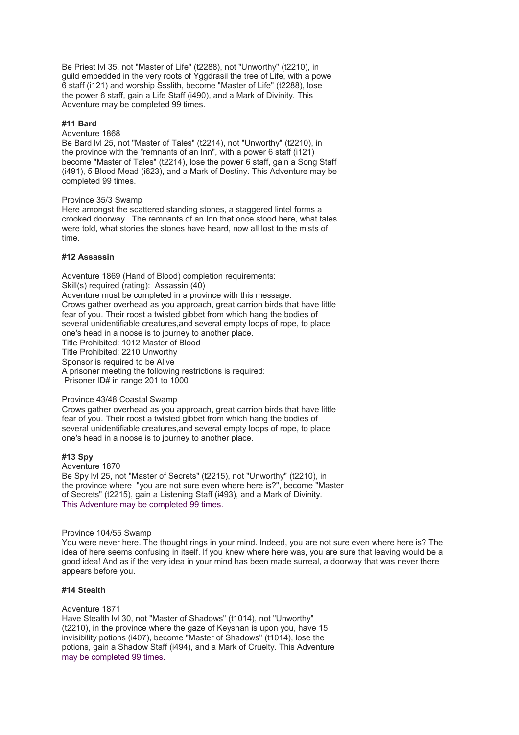Be Priest lvl 35, not "Master of Life" (t2288), not "Unworthy" (t2210), in guild embedded in the very roots of Yggdrasil the tree of Life, with a powe 6 staff (i121) and worship Ssslith, become "Master of Life" (t2288), lose the power 6 staff, gain a Life Staff (i490), and a Mark of Divinity. This Adventure may be completed 99 times.

#### #11 Bard

Adventure 1868
Be Bard lvl 25, not "Master of Tales" (t2214), not "Unworthy" (t2210), in the province with the "remnants of an Inn", with a power 6 staff (i121) become "Master of Tales" (t2214), lose the power 6 staff, gain a Song Staff (i491), 5 Blood Mead (i623), and a Mark of Destiny. This Adventure may be completed 99 times.

Province 35/3 Swamp
Here amongst the scattered standing stones, a staggered lintel forms a crooked doorway. The remnants of an Inn that once stood here, what tales were told, what stories the stones have heard, now all lost to the mists of time.

#### #12 Assassin

Adventure 1869 (Hand of Blood) completion requirements:
Skill(s) required (rating): Assassin (40)
Adventure must be completed in a province with this message:
Crows gather overhead as you approach, great carrion birds that have little fear of you. Their roost a twisted gibbet from which hang the bodies of several unidentifiable creatures,and several empty loops of rope, to place one's head in a noose is to journey to another place.
Title Prohibited: 1012 Master of Blood
Title Prohibited: 2210 Unworthy
Sponsor is required to be Alive
A prisoner meeting the following restrictions is required:
Prisoner ID# in range 201 to 1000

Province 43/48 Coastal Swamp
Crows gather overhead as you approach, great carrion birds that have little fear of you. Their roost a twisted gibbet from which hang the bodies of several unidentifiable creatures,and several empty loops of rope, to place one's head in a noose is to journey to another place.

#### #13 Spy

Adventure 1870
Be Spy lvl 25, not "Master of Secrets" (t2215), not "Unworthy" (t2210), in the province where "you are not sure even where here is?", become "Master of Secrets" (t2215), gain a Listening Staff (i493), and a Mark of Divinity. This Adventure may be completed 99 times.

Province 104/55 Swamp
You were never here. The thought rings in your mind. Indeed, you are not sure even where here is? The idea of here seems confusing in itself. If you knew where here was, you are sure that leaving would be a good idea! And as if the very idea in your mind has been made surreal, a doorway that was never there appears before you.

#### #14 Stealth

Adventure 1871
Have Stealth lvl 30, not "Master of Shadows" (t1014), not "Unworthy" (t2210), in the province where the gaze of Keyshan is upon you, have 15 invisibility potions (i407), become "Master of Shadows" (t1014), lose the potions, gain a Shadow Staff (i494), and a Mark of Cruelty. This Adventure may be completed 99 times.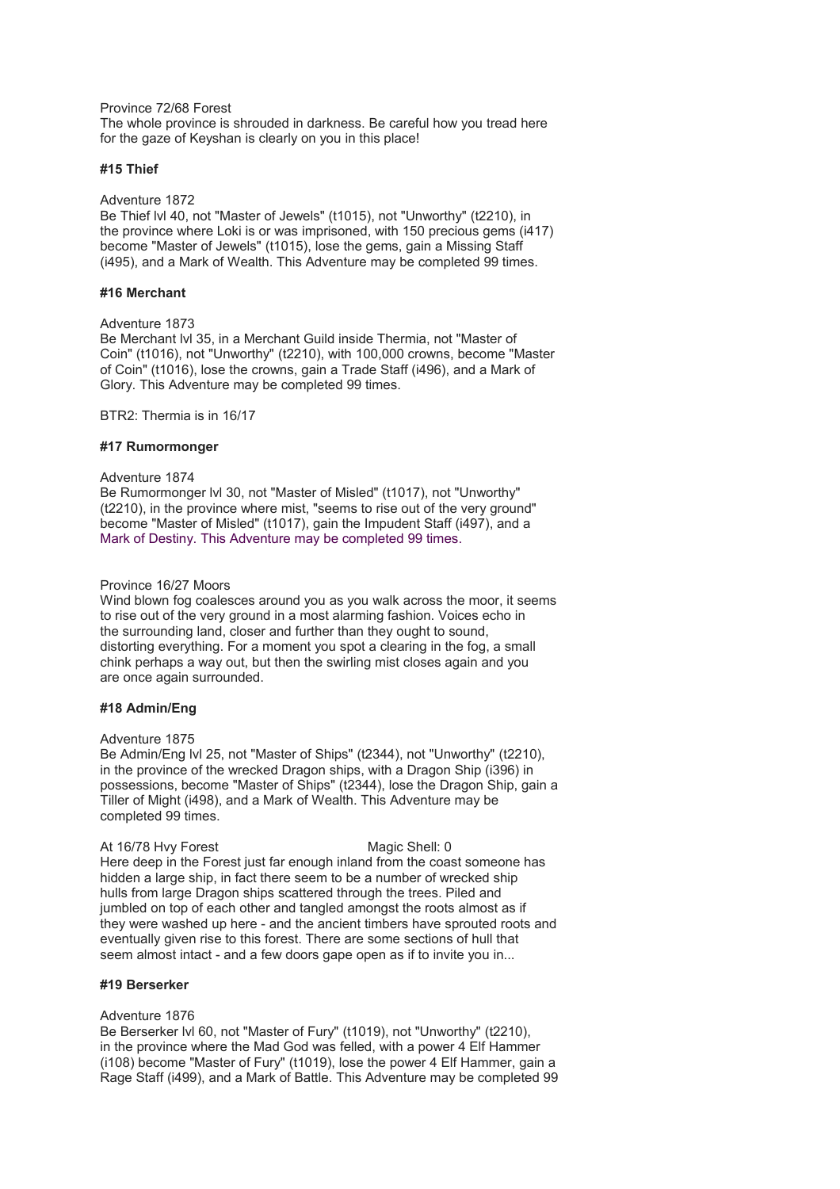Province 72/68 Forest
The whole province is shrouded in darkness. Be careful how you tread here for the gaze of Keyshan is clearly on you in this place!

#### #15 Thief

Adventure 1872
Be Thief lvl 40, not "Master of Jewels" (t1015), not "Unworthy" (t2210), in the province where Loki is or was imprisoned, with 150 precious gems (i417) become "Master of Jewels" (t1015), lose the gems, gain a Missing Staff (i495), and a Mark of Wealth. This Adventure may be completed 99 times.

#### #16 Merchant

Adventure 1873
Be Merchant lvl 35, in a Merchant Guild inside Thermia, not "Master of Coin" (t1016), not "Unworthy" (t2210), with 100,000 crowns, become "Master of Coin" (t1016), lose the crowns, gain a Trade Staff (i496), and a Mark of Glory. This Adventure may be completed 99 times.

BTR2: Thermia is in 16/17

#### #17 Rumormonger

Adventure 1874
Be Rumormonger lvl 30, not "Master of Misled" (t1017), not "Unworthy" (t2210), in the province where mist, "seems to rise out of the very ground" become "Master of Misled" (t1017), gain the Impudent Staff (i497), and a Mark of Destiny. This Adventure may be completed 99 times.

Province 16/27 Moors
Wind blown fog coalesces around you as you walk across the moor, it seems to rise out of the very ground in a most alarming fashion. Voices echo in the surrounding land, closer and further than they ought to sound, distorting everything. For a moment you spot a clearing in the fog, a small chink perhaps a way out, but then the swirling mist closes again and you are once again surrounded.

#### #18 Admin/Eng

Adventure 1875
Be Admin/Eng lvl 25, not "Master of Ships" (t2344), not "Unworthy" (t2210), in the province of the wrecked Dragon ships, with a Dragon Ship (i396) in possessions, become "Master of Ships" (t2344), lose the Dragon Ship, gain a Tiller of Might (i498), and a Mark of Wealth. This Adventure may be completed 99 times.

At 16/78 Hvy Forest Magic Shell: 0
Here deep in the Forest just far enough inland from the coast someone has hidden a large ship, in fact there seem to be a number of wrecked ship hulls from large Dragon ships scattered through the trees. Piled and jumbled on top of each other and tangled amongst the roots almost as if they were washed up here - and the ancient timbers have sprouted roots and eventually given rise to this forest. There are some sections of hull that seem almost intact - and a few doors gape open as if to invite you in...

#### #19 Berserker

Adventure 1876
Be Berserker lvl 60, not "Master of Fury" (t1019), not "Unworthy" (t2210), in the province where the Mad God was felled, with a power 4 Elf Hammer (i108) become "Master of Fury" (t1019), lose the power 4 Elf Hammer, gain a Rage Staff (i499), and a Mark of Battle. This Adventure may be completed 99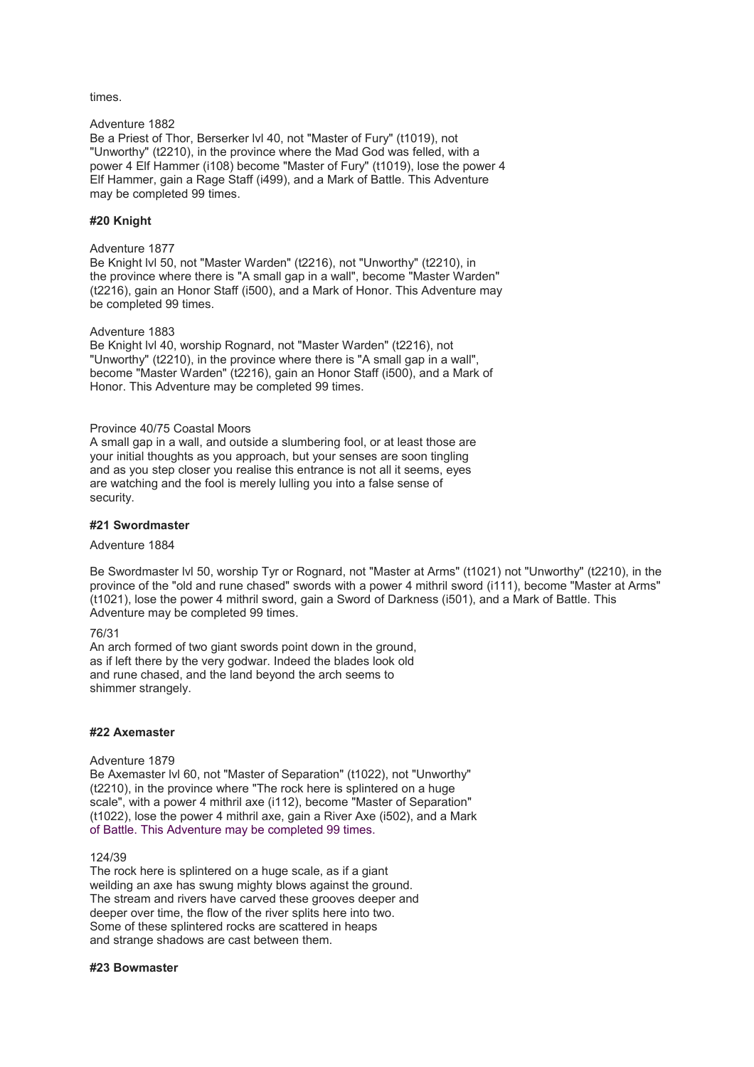times.

Adventure 1882
Be a Priest of Thor, Berserker lvl 40, not "Master of Fury" (t1019), not "Unworthy" (t2210), in the province where the Mad God was felled, with a power 4 Elf Hammer (i108) become "Master of Fury" (t1019), lose the power 4 Elf Hammer, gain a Rage Staff (i499), and a Mark of Battle. This Adventure may be completed 99 times.

**#20 Knight**

Adventure 1877
Be Knight lvl 50, not "Master Warden" (t2216), not "Unworthy" (t2210), in the province where there is "A small gap in a wall", become "Master Warden" (t2216), gain an Honor Staff (i500), and a Mark of Honor. This Adventure may be completed 99 times.

Adventure 1883
Be Knight lvl 40, worship Rognard, not "Master Warden" (t2216), not "Unworthy" (t2210), in the province where there is "A small gap in a wall", become "Master Warden" (t2216), gain an Honor Staff (i500), and a Mark of Honor. This Adventure may be completed 99 times.

Province 40/75 Coastal Moors
A small gap in a wall, and outside a slumbering fool, or at least those are your initial thoughts as you approach, but your senses are soon tingling and as you step closer you realise this entrance is not all it seems, eyes are watching and the fool is merely lulling you into a false sense of security.

**#21 Swordmaster**

Adventure 1884

Be Swordmaster lvl 50, worship Tyr or Rognard, not "Master at Arms" (t1021) not "Unworthy" (t2210), in the province of the "old and rune chased" swords with a power 4 mithril sword (i111), become "Master at Arms" (t1021), lose the power 4 mithril sword, gain a Sword of Darkness (i501), and a Mark of Battle. This Adventure may be completed 99 times.

76/31
An arch formed of two giant swords point down in the ground, as if left there by the very godwar. Indeed the blades look old and rune chased, and the land beyond the arch seems to shimmer strangely.

**#22 Axemaster**

Adventure 1879
Be Axemaster lvl 60, not "Master of Separation" (t1022), not "Unworthy" (t2210), in the province where "The rock here is splintered on a huge scale", with a power 4 mithril axe (i112), become "Master of Separation" (t1022), lose the power 4 mithril axe, gain a River Axe (i502), and a Mark of Battle. This Adventure may be completed 99 times.

124/39
The rock here is splintered on a huge scale, as if a giant weilding an axe has swung mighty blows against the ground. The stream and rivers have carved these grooves deeper and deeper over time, the flow of the river splits here into two. Some of these splintered rocks are scattered in heaps and strange shadows are cast between them.

**#23 Bowmaster**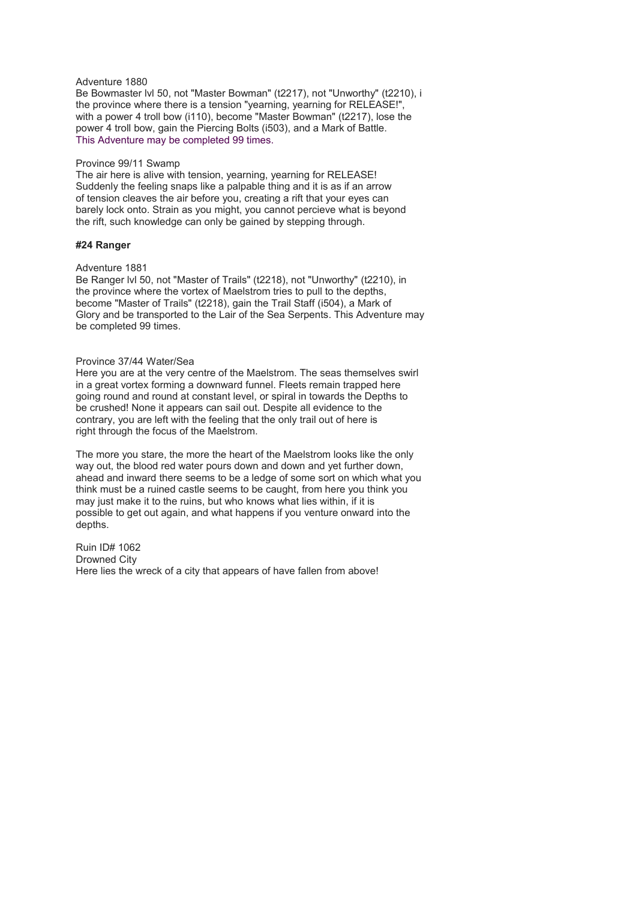Adventure 1880
Be Bowmaster lvl 50, not "Master Bowman" (t2217), not "Unworthy" (t2210), i the province where there is a tension "yearning, yearning for RELEASE!", with a power 4 troll bow (i110), become "Master Bowman" (t2217), lose the power 4 troll bow, gain the Piercing Bolts (i503), and a Mark of Battle. This Adventure may be completed 99 times.

Province 99/11 Swamp
The air here is alive with tension, yearning, yearning for RELEASE! Suddenly the feeling snaps like a palpable thing and it is as if an arrow of tension cleaves the air before you, creating a rift that your eyes can barely lock onto. Strain as you might, you cannot percieve what is beyond the rift, such knowledge can only be gained by stepping through.

**#24 Ranger**

Adventure 1881
Be Ranger lvl 50, not "Master of Trails" (t2218), not "Unworthy" (t2210), in the province where the vortex of Maelstrom tries to pull to the depths, become "Master of Trails" (t2218), gain the Trail Staff (i504), a Mark of Glory and be transported to the Lair of the Sea Serpents. This Adventure may be completed 99 times.

Province 37/44 Water/Sea
Here you are at the very centre of the Maelstrom. The seas themselves swirl in a great vortex forming a downward funnel. Fleets remain trapped here going round and round at constant level, or spiral in towards the Depths to be crushed! None it appears can sail out. Despite all evidence to the contrary, you are left with the feeling that the only trail out of here is right through the focus of the Maelstrom.

The more you stare, the more the heart of the Maelstrom looks like the only way out, the blood red water pours down and down and yet further down, ahead and inward there seems to be a ledge of some sort on which what you think must be a ruined castle seems to be caught, from here you think you may just make it to the ruins, but who knows what lies within, if it is possible to get out again, and what happens if you venture onward into the depths.

Ruin ID# 1062
Drowned City
Here lies the wreck of a city that appears of have fallen from above!